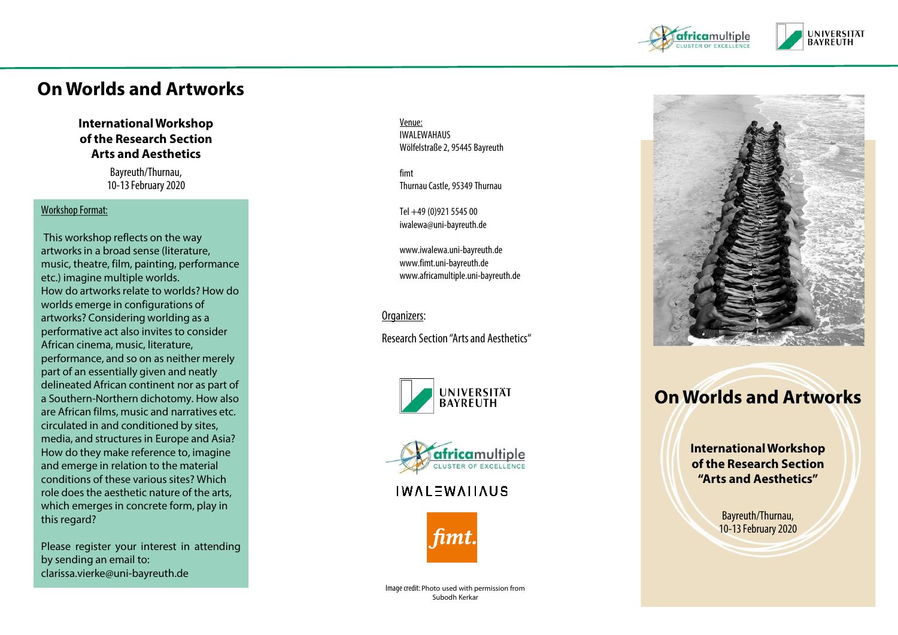# On Worlds and Artworks

**International Workshop of the Research Section Arts and Aesthetics**

Bayreuth/Thurnau, 10-13 February 2020

Workshop Format:

This workshop reflects on the way artworks in a broad sense (literature, music, theatre, film, painting, performance etc.) imagine multiple worlds. How do artworks relate to worlds? How do worlds emerge in configurations of artworks? Considering worlding as a performative act also invites to consider African cinema, music, literature, performance, and so on as neither merely part of an essentially given and neatly delineated African continent nor as part of a Southern-Northern dichotomy. How also are African films, music and narratives etc. circulated in and conditioned by sites, media, and structures in Europe and Asia? How do they make reference to, imagine and emerge in relation to the material conditions of these various sites? Which role does the aesthetic nature of the arts, which emerges in concrete form, play in this regard?

Please register your interest in attending by sending an email to: clarissa.vierke@uni-bayreuth.de

Venue:
IWALEWAHAUS
Wölfelstraße 2, 95445 Bayreuth

fimt
Thurnau Castle, 95349 Thurnau

Tel +49 (0)921 5545 00
iwalewa@uni-bayreuth.de

www.iwalewa.uni-bayreuth.de
www.fimt.uni-bayreuth.de
www.africamultiple.uni-bayreuth.de

Organizers:

Research Section "Arts and Aesthetics"

UNIVERSITÄT BAYREUTH

africamultiple CLUSTER OF EXCELLENCE

IWALEWAHAUS

fimt.

Image credit: Photo used with permission from Subodh Kerkar

# On Worlds and Artworks

**International Workshop of the Research Section "Arts and Aesthetics"**

Bayreuth/Thurnau, 10-13 February 2020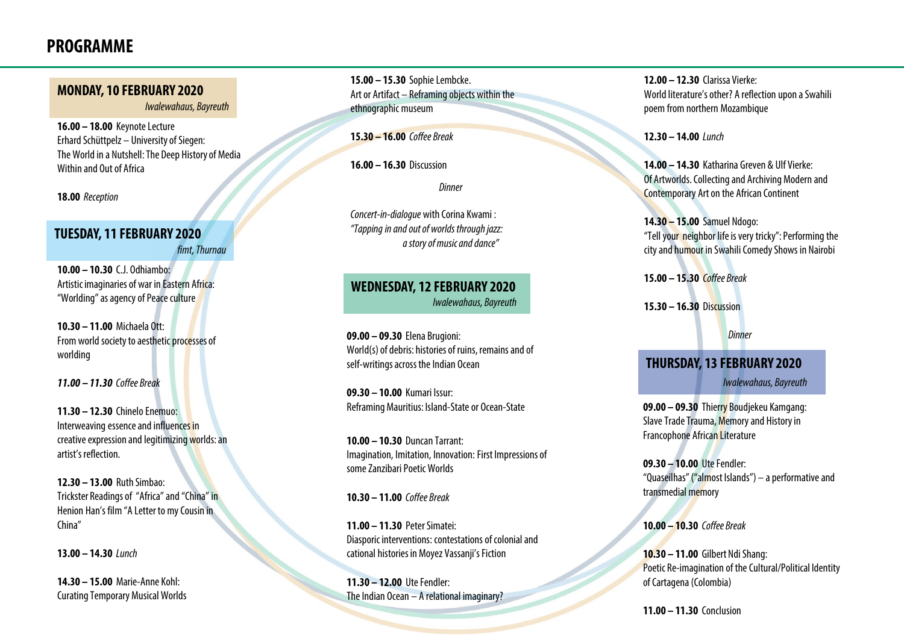# PROGRAMME

## MONDAY, 10 FEBRUARY 2020

*Iwalewahaus, Bayreuth*

**16.00 – 18.00** Keynote Lecture
Erhard Schüttpelz – University of Siegen:
The World in a Nutshell: The Deep History of Media Within and Out of Africa

**18.00** *Reception*

## TUESDAY, 11 FEBRUARY 2020

*fimt, Thurnau*

**10.00 – 10.30** C.J. Odhiambo:
Artistic imaginaries of war in Eastern Africa: "Worlding" as agency of Peace culture

**10.30 – 11.00** Michaela Ott:
From world society to aesthetic processes of worlding

***11.00 – 11.30*** *Coffee Break*

**11.30 – 12.30** Chinelo Enemuo:
Interweaving essence and influences in creative expression and legitimizing worlds: an artist's reflection.

**12.30 – 13.00** Ruth Simbao:
Trickster Readings of "Africa" and "China" in Henion Han's film "A Letter to my Cousin in China"

**13.00 – 14.30** *Lunch*

**14.30 – 15.00** Marie-Anne Kohl:
Curating Temporary Musical Worlds

**15.00 – 15.30** Sophie Lembcke.
Art or Artifact – Reframing objects within the ethnographic museum

**15.30 – 16.00** *Coffee Break*

**16.00 – 16.30** Discussion

*Dinner*

*Concert-in-dialogue* with Corina Kwami :
*"Tapping in and out of worlds through jazz: a story of music and dance"*

## WEDNESDAY, 12 FEBRUARY 2020

*Iwalewahaus, Bayreuth*

**09.00 – 09.30** Elena Brugioni:
World(s) of debris: histories of ruins, remains and of self-writings across the Indian Ocean

**09.30 – 10.00** Kumari Issur:
Reframing Mauritius: Island-State or Ocean-State

**10.00 – 10.30** Duncan Tarrant:
Imagination, Imitation, Innovation: First Impressions of some Zanzibari Poetic Worlds

**10.30 – 11.00** *Coffee Break*

**11.00 – 11.30** Peter Simatei:
Diasporic interventions: contestations of colonial and cational histories in Moyez Vassanji's Fiction

**11.30 – 12.00** Ute Fendler:
The Indian Ocean – A relational imaginary?

**12.00 – 12.30** Clarissa Vierke:
World literature's other? A reflection upon a Swahili poem from northern Mozambique

**12.30 – 14.00** *Lunch*

**14.00 – 14.30** Katharina Greven & Ulf Vierke:
Of Artworlds. Collecting and Archiving Modern and Contemporary Art on the African Continent

**14.30 – 15.00** Samuel Ndogo:
"Tell your neighbor life is very tricky": Performing the city and humour in Swahili Comedy Shows in Nairobi

**15.00 – 15.30** *Coffee Break*

**15.30 – 16.30** Discussion

*Dinner*

## THURSDAY, 13 FEBRUARY 2020

*Iwalewahaus, Bayreuth*

**09.00 – 09.30** Thierry Boudjekeu Kamgang:
Slave Trade Trauma, Memory and History in Francophone African Literature

**09.30 – 10.00** Ute Fendler:
"Quaseilhas" ("almost Islands") – a performative and transmedial memory

**10.00 – 10.30** *Coffee Break*

**10.30 – 11.00** Gilbert Ndi Shang:
Poetic Re-imagination of the Cultural/Political Identity of Cartagena (Colombia)

**11.00 – 11.30** Conclusion